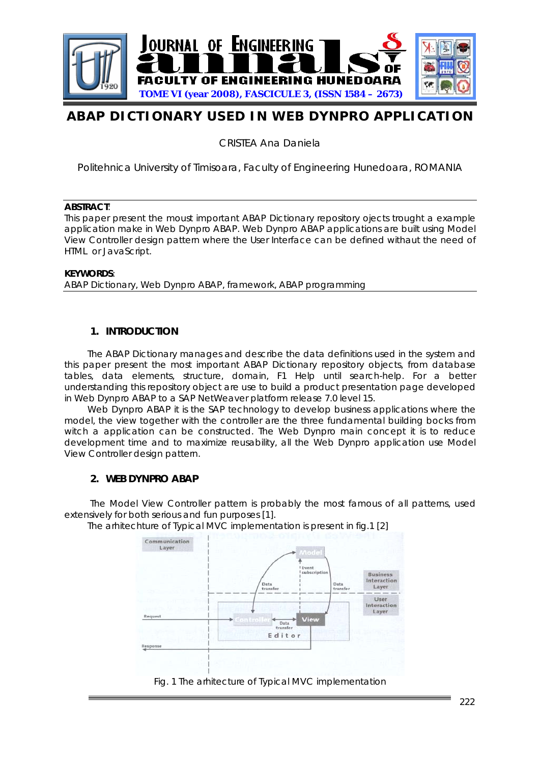# ABAP DICTIONARY USED IN WEB DYNPRO APPLICATION

CRISTEA Ana Daniela

Politehnica University of Timisoara, Faculty of Engineering Hunedoara, ROMANIA

**ABSTRACT**:
This paper present the moust important ABAP Dictionary repository ojects trought a example application make in Web Dynpro ABAP. Web Dynpro ABAP applications are built using Model View Controller design pattern where the User Interface can be defined withaut the need of HTML or JavaScript.

**KEYWORDS**:
ABAP Dictionary, Web Dynpro ABAP, framework, ABAP programming

## 1. INTRODUCTION

The ABAP Dictionary manages and describe the data definitions used in the system and this paper present the most important ABAP Dictionary repository objects, from database tables, data elements, structure, domain, F1 Help until search-help. For a better understanding this repository object are use to build a product presentation page developed in Web Dynpro ABAP to a SAP NetWeaver platform release 7.0 level 15.

Web Dynpro ABAP it is the SAP technology to develop business applications where the model, the view together with the controller are the three fundamental building bocks from witch a application can be constructed. The Web Dynpro main concept it is to reduce development time and to maximize reusability, all the Web Dynpro application use Model View Controller design pattern.

## 2. WEB DYNPRO ABAP

The Model View Controller pattern is probably the most famous of all patterns, used extensively for both serious and fun purposes [1].

The arhitechture of Typical MVC implementation is present in fig.1 [2]

Fig. 1 The arhitecture of Typical MVC implementation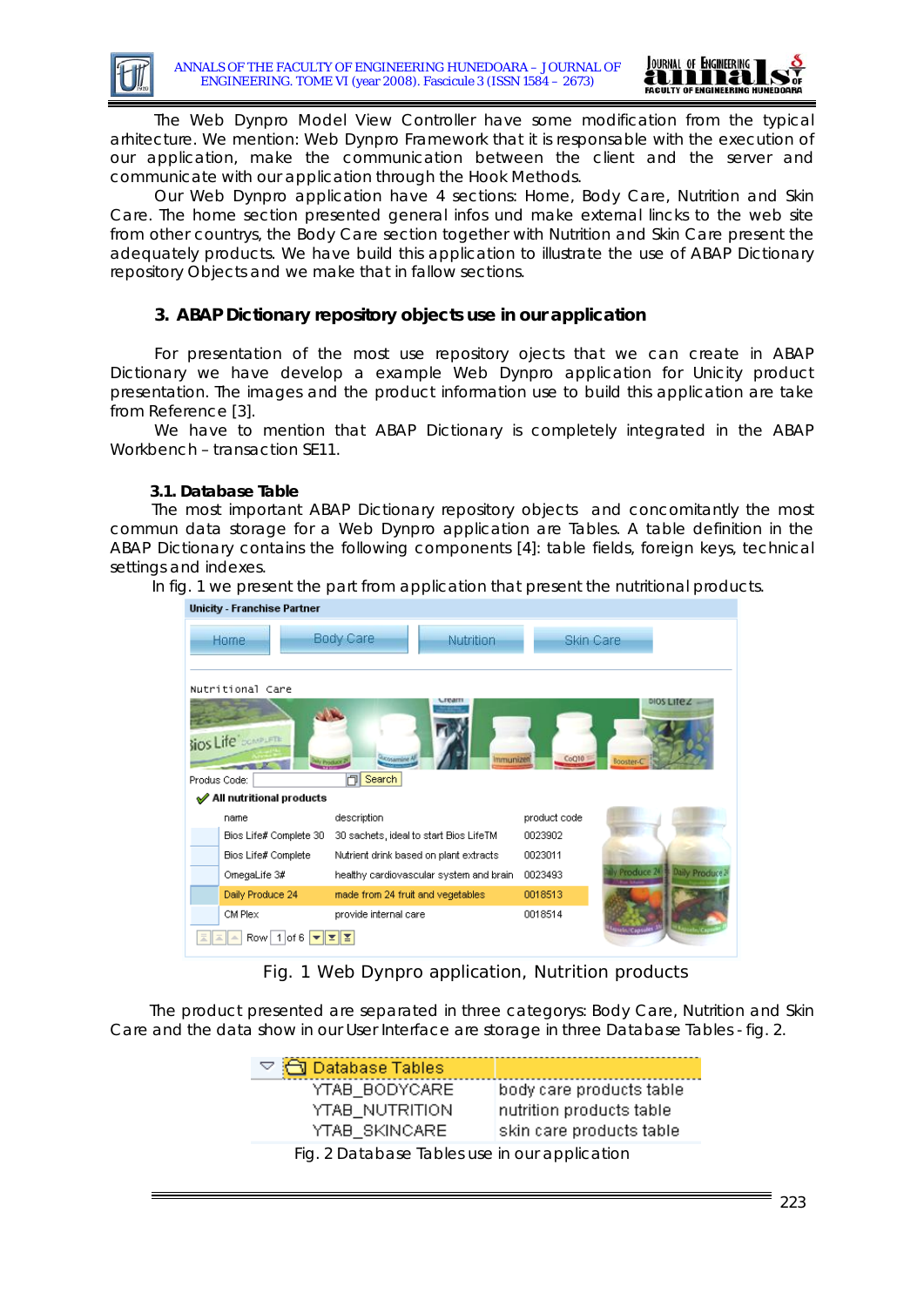The Web Dynpro Model View Controller have some modification from the typical arhitecture. We mention: Web Dynpro Framework that it is responsable with the execution of our application, make the communication between the client and the server and communicate with our application through the Hook Methods.

Our Web Dynpro application have 4 sections: Home, Body Care, Nutrition and Skin Care. The home section presented general infos und make external lincks to the web site from other countrys, the Body Care section together with Nutrition and Skin Care present the adequately products. We have build this application to illustrate the use of ABAP Dictionary repository Objects and we make that in fallow sections.

## 3. ABAP Dictionary repository objects use in our application

For presentation of the most use repository ojects that we can create in ABAP Dictionary we have develop a example Web Dynpro application for Unicity product presentation. The images and the product information use to build this application are take from Reference [3].

We have to mention that ABAP Dictionary is completely integrated in the ABAP Workbench – transaction SE11.

### 3.1. Database Table

The most important ABAP Dictionary repository objects and concomitantly the most commun data storage for a Web Dynpro application are Tables. A table definition in the ABAP Dictionary contains the following components [4]: table fields, foreign keys, technical settings and indexes.

In fig. 1 we present the part from application that present the nutritional products.

Fig. 1 Web Dynpro application, Nutrition products

The product presented are separated in three categorys: Body Care, Nutrition and Skin Care and the data show in our User Interface are storage in three Database Tables - fig. 2.

| Database Tables | |
|---|---|
| YTAB_BODYCARE | body care products table |
| YTAB_NUTRITION | nutrition products table |
| YTAB_SKINCARE | skin care products table |

Fig. 2 Database Tables use in our application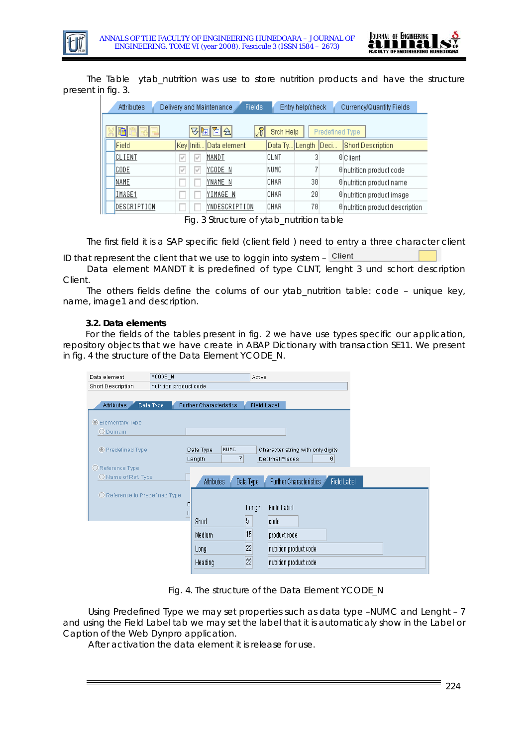The Table ytab_nutrition was use to store nutrition products and have the structure present in fig. 3.

| Field | Key | Initi... | Data element | Data Ty... | Length | Deci... | Short Description |
|---|---|---|---|---|---|---|---|
| CLIENT | ☑ | ☑ | MANDT | CLNT | 3 | 0 | Client |
| CODE | ☑ | ☑ | YCODE_N | NUMC | 7 | 0 | nutrition product code |
| NAME | ☐ | ☐ | YNAME_N | CHAR | 30 | 0 | nutrition product name |
| IMAGE1 | ☐ | ☐ | YIMAGE_N | CHAR | 20 | 0 | nutrition product image |
| DESCRIPTION | ☐ | ☐ | YNDESCRIPTION | CHAR | 70 | 0 | nutrition product description |

Fig. 3 Structure of ytab_nutrition table

The first field it is a SAP specific field (client field ) need to entry a three character client ID that represent the client that we use to loggin into system – Client

Data element MANDT it is predefined of type CLNT, lenght 3 und schort description Client.

The others fields define the colums of our ytab_nutrition table: code – unique key, name, image1 and description.

### 3.2. Data elements

For the fields of the tables present in fig. 2 we have use types specific our application, repository objects that we have create in ABAP Dictionary with transaction SE11. We present in fig. 4 the structure of the Data Element YCODE_N.

Data element: YCODE_N — Active
Short Description: nutrition product code

Predefined Type — Data Type: NUMC (Character string with only digits), Length: 7, Decimal Places: 0

|  | Length | Field Label |
|---|---|---|
| Short | 5 | code |
| Medium | 15 | product code |
| Long | 22 | nutrition product code |
| Heading | 22 | nutrition product code |

Fig. 4. The structure of the Data Element YCODE_N

Using Predefined Type we may set properties such as data type –NUMC and Lenght – 7 and using the Field Label tab we may set the label that it is automaticaly show in the Label or Caption of the Web Dynpro application.

After activation the data element it is release for use.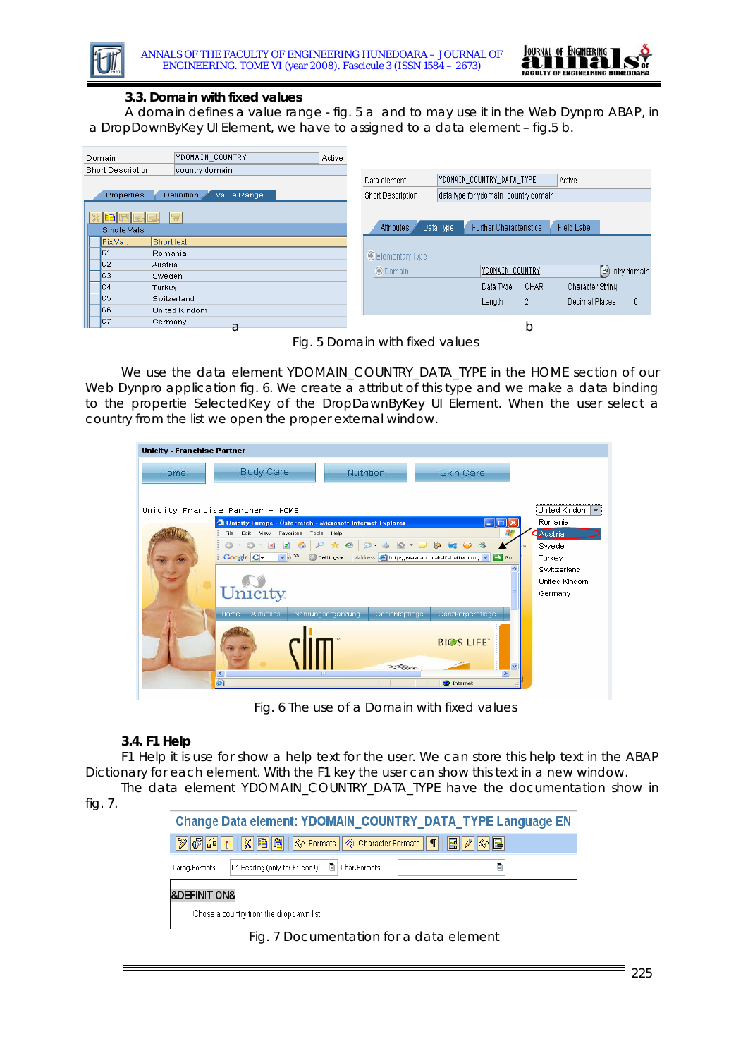### 3.3. Domain with fixed values

A domain defines a value range - fig. 5 a and to may use it in the Web Dynpro ABAP, in a DropDownByKey UI Element, we have to assigned to a data element – fig.5 b.

Fig. 5 Domain with fixed values

We use the data element YDOMAIN_COUNTRY_DATA_TYPE in the HOME section of our Web Dynpro application fig. 6. We create a attribut of this type and we make a data binding to the propertie SelectedKey of the DropDawnByKey UI Element. When the user select a country from the list we open the proper external window.

Fig. 6 The use of a Domain with fixed values

### 3.4. F1 Help

F1 Help it is use for show a help text for the user. We can store this help text in the ABAP Dictionary for each element. With the F1 key the user can show this text in a new window.

The data element YDOMAIN_COUNTRY_DATA_TYPE have the documentation show in fig. 7.

Fig. 7 Documentation for a data element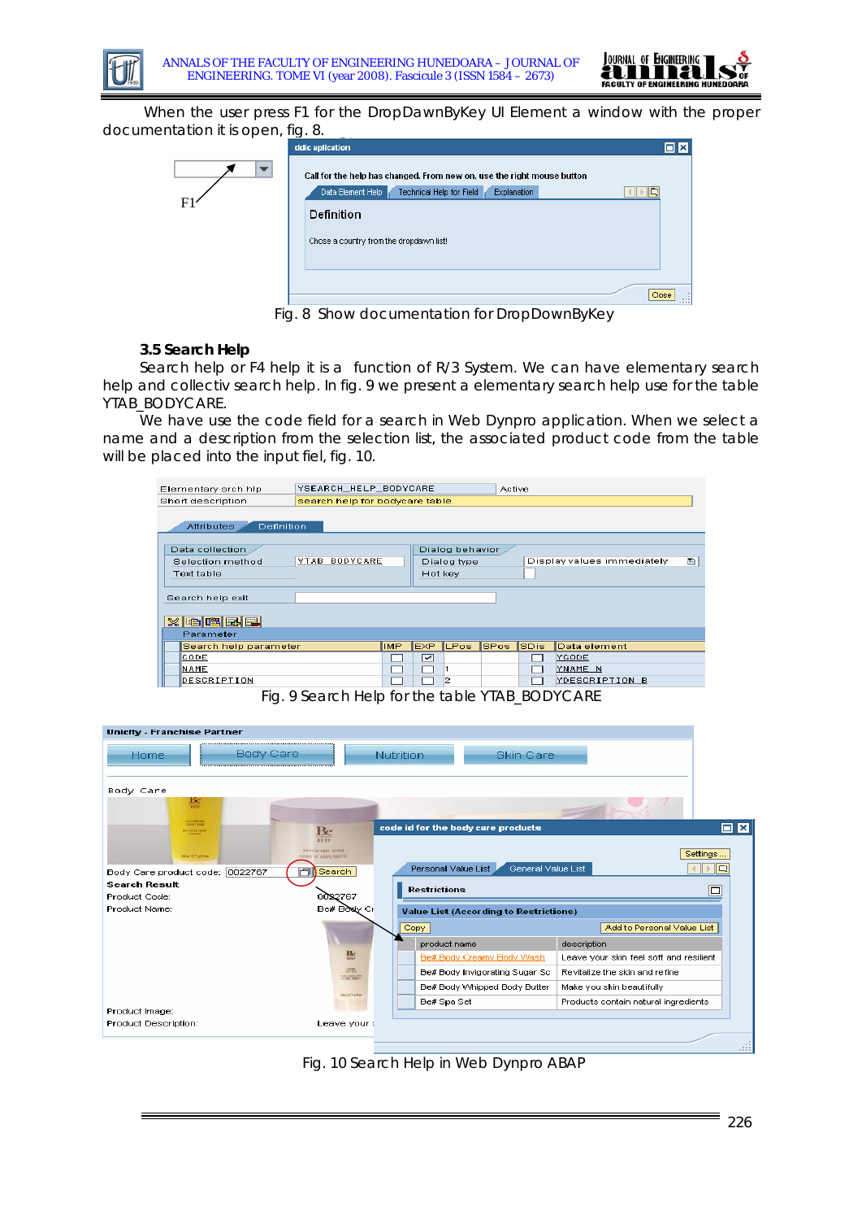When the user press F1 for the DropDawnByKey UI Element a window with the proper documentation it is open, fig. 8.

Fig. 8 Show documentation for DropDownByKey

### 3.5 Search Help

Search help or F4 help it is a function of R/3 System. We can have elementary search help and collectiv search help. In fig. 9 we present a elementary search help use for the table YTAB_BODYCARE.

We have use the code field for a search in Web Dynpro application. When we select a name and a description from the selection list, the associated product code from the table will be placed into the input fiel, fig. 10.

Fig. 9 Search Help for the table YTAB_BODYCARE

Fig. 10 Search Help in Web Dynpro ABAP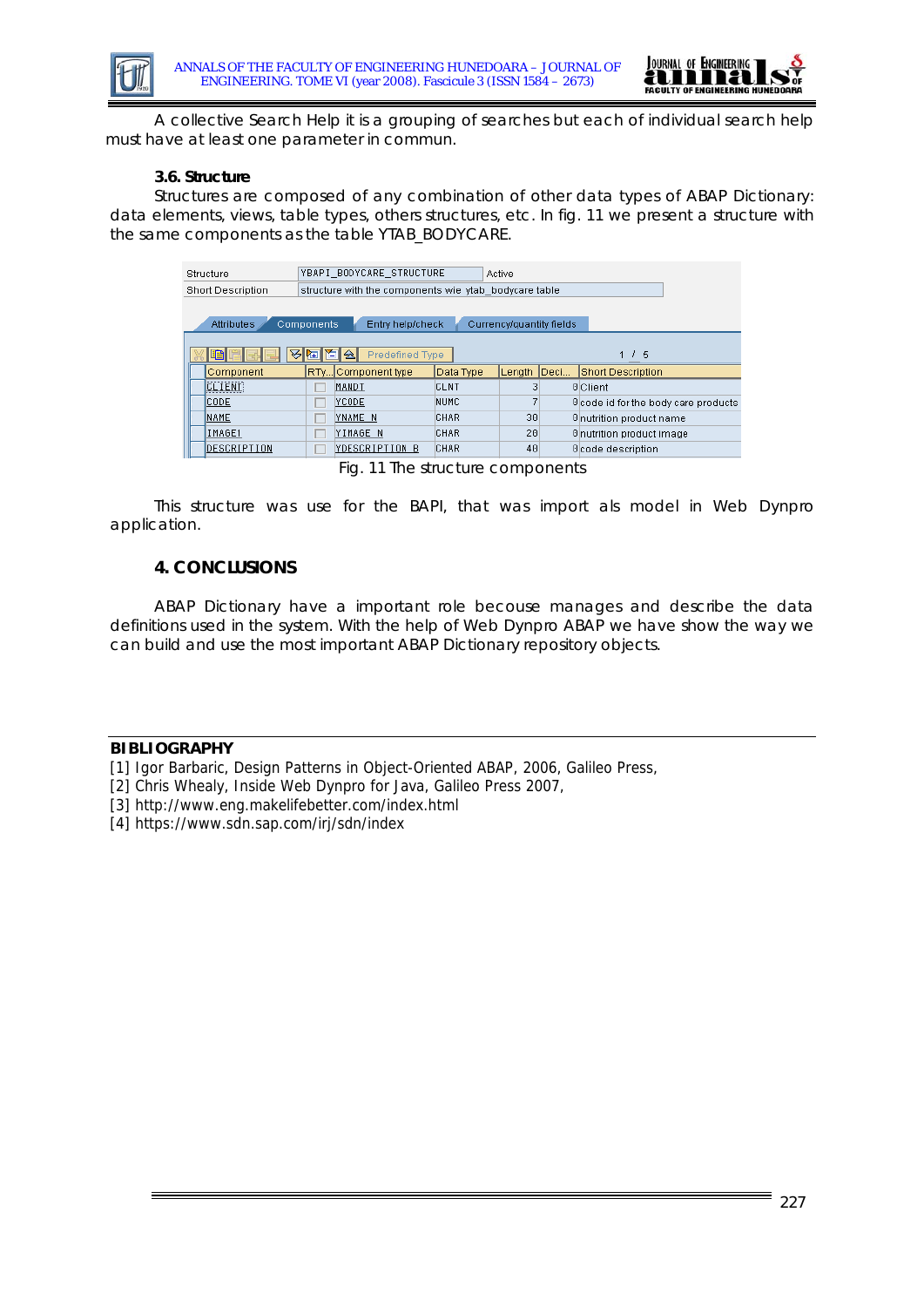A collective Search Help it is a grouping of searches but each of individual search help must have at least one parameter in commun.

### 3.6. Structure

Structures are composed of any combination of other data types of ABAP Dictionary: data elements, views, table types, others structures, etc. In fig. 11 we present a structure with the same components as the table YTAB_BODYCARE.

Structure: YBAPI_BODYCARE_STRUCTURE Active
Short Description: structure with the components wie ytab_bodycare table

Attributes | Components | Entry help/check | Currency/quantity fields

Predefined Type 1 / 5

| Component | RTy... | Component type | Data Type | Length | Deci... | Short Description |
|---|---|---|---|---|---|---|
| CLIENT | | MANDT | CLNT | 3 | 0 | Client |
| CODE | | YCODE | NUMC | 7 | 0 | code id for the body care products |
| NAME | | YNAME_N | CHAR | 30 | 0 | nutrition product name |
| IMAGE1 | | YIMAGE_N | CHAR | 20 | 0 | nutrition product image |
| DESCRIPTION | | YDESCRIPTION_B | CHAR | 40 | 0 | code description |

Fig. 11 The structure components

This structure was use for the BAPI, that was import als model in Web Dynpro application.

## 4. CONCLUSIONS

ABAP Dictionary have a important role becouse manages and describe the data definitions used in the system. With the help of Web Dynpro ABAP we have show the way we can build and use the most important ABAP Dictionary repository objects.

## BIBLIOGRAPHY

[1] Igor Barbaric, Design Patterns in Object-Oriented ABAP, 2006, Galileo Press,
[2] Chris Whealy, Inside Web Dynpro for Java, Galileo Press 2007,
[3] http://www.eng.makelifebetter.com/index.html
[4] https://www.sdn.sap.com/irj/sdn/index